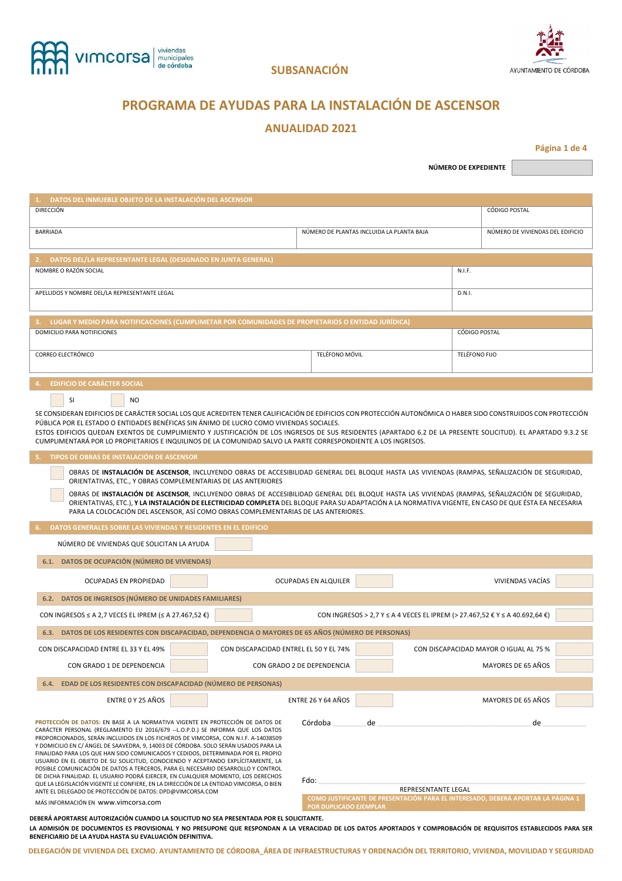vimcorsa viviendas municipales de córdoba

AYUNTAMIENTO DE CÓRDOBA

## SUBSANACIÓN

# PROGRAMA DE AYUDAS PARA LA INSTALACIÓN DE ASCENSOR

## ANUALIDAD 2021

**NÚMERO DE EXPEDIENTE** 

| 1. DATOS DEL INMUEBLE OBJETO DE LA INSTALACIÓN DEL ASCENSOR | | |
|---|---|---|
| DIRECCIÓN | | CÓDIGO POSTAL |
| BARRIADA | NÚMERO DE PLANTAS INCLUIDA LA PLANTA BAJA | NÚMERO DE VIVIENDAS DEL EDIFICIO |

| 2. DATOS DEL/LA REPRESENTANTE LEGAL (DESIGNADO EN JUNTA GENERAL) | |
|---|---|
| NOMBRE O RAZÓN SOCIAL | N.I.F. |
| APELLIDOS Y NOMBRE DEL/LA REPRESENTANTE LEGAL | D.N.I. |

| 3. LUGAR Y MEDIO PARA NOTIFICACIONES (CUMPLIMETAR POR COMUNIDADES DE PROPIETARIOS O ENTIDAD JURÍDICA) | | |
|---|---|---|
| DOMICILIO PARA NOTIFICIONES | | CÓDIGO POSTAL |
| CORREO ELECTRÓNICO | TELÉFONO MÓVIL | TELÉFONO FIJO |

### 4. EDIFICIO DE CARÁCTER SOCIAL

☐ SI ☐ NO

SE CONSIDERAN EDIFICIOS DE CARÁCTER SOCIAL LOS QUE ACREDITEN TENER CALIFICACIÓN DE EDIFICIOS CON PROTECCIÓN AUTONÓMICA O HABER SIDO CONSTRUIDOS CON PROTECCIÓN PÚBLICA POR EL ESTADO O ENTIDADES BENÉFICAS SIN ÁNIMO DE LUCRO COMO VIVIENDAS SOCIALES.
ESTOS EDIFICIOS QUEDAN EXENTOS DE CUMPLIMIENTO Y JUSTIFICACIÓN DE LOS INGRESOS DE SUS RESIDENTES (APARTADO 6.2 DE LA PRESENTE SOLICITUD). EL APARTADO 9.3.2 SE CUMPLIMENTARÁ POR LO PROPIETARIOS E INQUILINOS DE LA COMUNIDAD SALVO LA PARTE CORRESPONDIENTE A LOS INGRESOS.

### 5. TIPOS DE OBRAS DE INSTALACIÓN DE ASCENSOR

☐ OBRAS DE **INSTALACIÓN DE ASCENSOR**, INCLUYENDO OBRAS DE ACCESIBILIDAD GENERAL DEL BLOQUE HASTA LAS VIVIENDAS (RAMPAS, SEÑALIZACIÓN DE SEGURIDAD, ORIENTATIVAS, ETC., Y OBRAS COMPLEMENTARIAS DE LAS ANTERIORES

☐ OBRAS DE **INSTALACIÓN DE ASCENSOR**, INCLUYENDO OBRAS DE ACCESIBILIDAD GENERAL DEL BLOQUE HASTA LAS VIVIENDAS (RAMPAS, SEÑALIZACIÓN DE SEGURIDAD, ORIENTATIVAS, ETC.), **Y LA INSTALACIÓN DE ELECTRICIDAD COMPLETA** DEL BLOQUE PARA SU ADAPTACIÓN A LA NORMATIVA VIGENTE, EN CASO DE QUE ÉSTA EA NECESARIA PARA LA COLOCACIÓN DEL ASCENSOR, ASÍ COMO OBRAS COMPLEMENTARIAS DE LAS ANTERIORES.

### 6. DATOS GENERALES SOBRE LAS VIVIENDAS Y RESIDENTES EN EL EDIFICIO

NÚMERO DE VIVIENDAS QUE SOLICITAN LA AYUDA 

**6.1. DATOS DE OCUPACIÓN (NÚMERO DE VIVIENDAS)**

| OCUPADAS EN PROPIEDAD | | OCUPADAS EN ALQUILER | | VIVIENDAS VACÍAS | |
|---|---|---|---|---|---|

**6.2. DATOS DE INGRESOS (NÚMERO DE UNIDADES FAMILIARES)**

| CON INGRESOS ≤ A 2,7 VECES EL IPREM (≤ A 27.467,52 €) | | CON INGRESOS > 2,7 Y ≤ A 4 VECES EL IPREM (> 27.467,52 € Y ≤ A 40.692,64 €) | |
|---|---|---|---|

**6.3. DATOS DE LOS RESIDENTES CON DISCAPACIDAD, DEPENDENCIA O MAYORES DE 65 AÑOS (NÚMERO DE PERSONAS)**

| CON DISCAPACIDAD ENTRE EL 33 Y EL 49% | | CON DISCAPACIDAD ENTREL EL 50 Y EL 74% | | CON DISCAPACIDAD MAYOR O IGUAL AL 75 % | |
|---|---|---|---|---|---|
| CON GRADO 1 DE DEPENDENCIA | | CON GRADO 2 DE DEPENDENCIA | | MAYORES DE 65 AÑOS | |

**6.4. EDAD DE LOS RESIDENTES CON DISCAPACIDAD (NÚMERO DE PERSONAS)**

| ENTRE 0 Y 25 AÑOS | | ENTRE 26 Y 64 AÑOS | | MAYORES DE 65 AÑOS | |
|---|---|---|---|---|---|

**PROTECCIÓN DE DATOS:** EN BASE A LA NORMATIVA VIGENTE EN PROTECCIÓN DE DATOS DE CARÁCTER PERSONAL (REGLAMENTO EU 2016/679 --L.O.P.D.) SE INFORMA QUE LOS DATOS PROPORCIONADOS, SERÁN INCLUIDOS EN LOS FICHEROS DE VIMCORSA, CON N.I.F. A-14038509 Y DOMICILIO EN C/ ÁNGEL DE SAAVEDRA, 9, 14003 DE CÓRDOBA. SOLO SERÁN USADOS PARA LA FINALIDAD PARA LOS QUE HAN SIDO COMUNICADOS Y CEDIDOS, DETERMINADA POR EL PROPIO USUARIO EN EL OBJETO DE SU SOLICITUD, CONOCIENDO Y ACEPTANDO EXPLÍCITAMENTE, LA POSIBLE COMUNICACIÓN DE DATOS A TERCEROS, PARA EL NECESARIO DESARROLLO Y CONTROL DE DICHA FINALIDAD. EL USUARIO PODRÁ EJERCER, EN CUALQUIER MOMENTO, LOS DERECHOS QUE LA LEGISLACIÓN VIGENTE LE CONFIERE, EN LA DIRECCIÓN DE LA ENTIDAD VIMCORSA, O BIEN ANTE EL DELEGADO DE PROTECCIÓN DE DATOS: DPD@VIMCORSA.COM

MÁS INFORMACIÓN EN www.vimcorsa.com

Córdoba ________ de ______________________________ de __________

Fdo: ______________________________

REPRESENTANTE LEGAL

COMO JUSTIFICANTE DE PRESENTACIÓN PARA EL INTERESADO, DEBERÁ APORTAR LA PÁGINA 1 POR DUPLICADO EJEMPLAR

**DEBERÁ APORTARSE AUTORIZACIÓN CUANDO LA SOLICITUD NO SEA PRESENTADA POR EL SOLICITANTE.**

**LA ADMISIÓN DE DOCUMENTOS ES PROVISIONAL Y NO PRESUPONE QUE RESPONDAN A LA VERACIDAD DE LOS DATOS APORTADOS Y COMPROBACIÓN DE REQUISITOS ESTABLECIDOS PARA SER BENEFICIARIO DE LA AYUDA HASTA SU EVALUACIÓN DEFINITIVA.**

DELEGACIÓN DE VIVIENDA DEL EXCMO. AYUNTAMIENTO DE CÓRDOBA_ÁREA DE INFRAESTRUCTURAS Y ORDENACIÓN DEL TERRITORIO, VIVIENDA, MOVILIDAD Y SEGURIDAD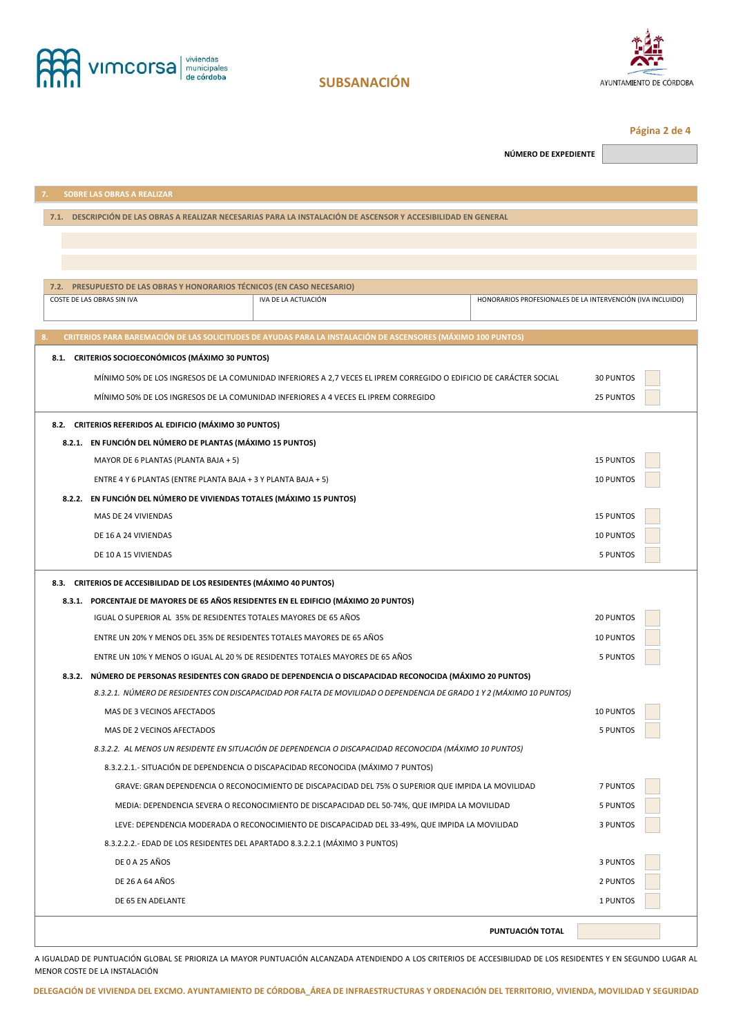**SUBSANACIÓN**

**NÚMERO DE EXPEDIENTE** |  |

## 7. SOBRE LAS OBRAS A REALIZAR

### 7.1. DESCRIPCIÓN DE LAS OBRAS A REALIZAR NECESARIAS PARA LA INSTALACIÓN DE ASCENSOR Y ACCESIBILIDAD EN GENERAL

### 7.2. PRESUPUESTO DE LAS OBRAS Y HONORARIOS TÉCNICOS (EN CASO NECESARIO)

| COSTE DE LAS OBRAS SIN IVA | IVA DE LA ACTUACIÓN | HONORARIOS PROFESIONALES DE LA INTERVENCIÓN (IVA INCLUIDO) |
|---|---|---|
|  |  |  |

## 8. CRITERIOS PARA BAREMACIÓN DE LAS SOLICITUDES DE AYUDAS PARA LA INSTALACIÓN DE ASCENSORES (MÁXIMO 100 PUNTOS)

### 8.1. CRITERIOS SOCIOECONÓMICOS (MÁXIMO 30 PUNTOS)

| Criterio | Puntos | |
|---|---|---|
| MÍNIMO 50% DE LOS INGRESOS DE LA COMUNIDAD INFERIORES A 2,7 VECES EL IPREM CORREGIDO O EDIFICIO DE CARÁCTER SOCIAL | 30 PUNTOS | |
| MÍNIMO 50% DE LOS INGRESOS DE LA COMUNIDAD INFERIORES A 4 VECES EL IPREM CORREGIDO | 25 PUNTOS | |

### 8.2. CRITERIOS REFERIDOS AL EDIFICIO (MÁXIMO 30 PUNTOS)

#### 8.2.1. EN FUNCIÓN DEL NÚMERO DE PLANTAS (MÁXIMO 15 PUNTOS)

| Criterio | Puntos | |
|---|---|---|
| MAYOR DE 6 PLANTAS (PLANTA BAJA + 5) | 15 PUNTOS | |
| ENTRE 4 Y 6 PLANTAS (ENTRE PLANTA BAJA + 3 Y PLANTA BAJA + 5) | 10 PUNTOS | |

#### 8.2.2. EN FUNCIÓN DEL NÚMERO DE VIVIENDAS TOTALES (MÁXIMO 15 PUNTOS)

| Criterio | Puntos | |
|---|---|---|
| MAS DE 24 VIVIENDAS | 15 PUNTOS | |
| DE 16 A 24 VIVIENDAS | 10 PUNTOS | |
| DE 10 A 15 VIVIENDAS | 5 PUNTOS | |

### 8.3. CRITERIOS DE ACCESIBILIDAD DE LOS RESIDENTES (MÁXIMO 40 PUNTOS)

#### 8.3.1. PORCENTAJE DE MAYORES DE 65 AÑOS RESIDENTES EN EL EDIFICIO (MÁXIMO 20 PUNTOS)

| Criterio | Puntos | |
|---|---|---|
| IGUAL O SUPERIOR AL 35% DE RESIDENTES TOTALES MAYORES DE 65 AÑOS | 20 PUNTOS | |
| ENTRE UN 20% Y MENOS DEL 35% DE RESIDENTES TOTALES MAYORES DE 65 AÑOS | 10 PUNTOS | |
| ENTRE UN 10% Y MENOS O IGUAL AL 20 % DE RESIDENTES TOTALES MAYORES DE 65 AÑOS | 5 PUNTOS | |

#### 8.3.2. NÚMERO DE PERSONAS RESIDENTES CON GRADO DE DEPENDENCIA O DISCAPACIDAD RECONOCIDA (MÁXIMO 20 PUNTOS)

*8.3.2.1. NÚMERO DE RESIDENTES CON DISCAPACIDAD POR FALTA DE MOVILIDAD O DEPENDENCIA DE GRADO 1 Y 2 (MÁXIMO 10 PUNTOS)*

| Criterio | Puntos | |
|---|---|---|
| MAS DE 3 VECINOS AFECTADOS | 10 PUNTOS | |
| MAS DE 2 VECINOS AFECTADOS | 5 PUNTOS | |

*8.3.2.2. AL MENOS UN RESIDENTE EN SITUACIÓN DE DEPENDENCIA O DISCAPACIDAD RECONOCIDA (MÁXIMO 10 PUNTOS)*

8.3.2.2.1.- SITUACIÓN DE DEPENDENCIA O DISCAPACIDAD RECONOCIDA (MÁXIMO 7 PUNTOS)

| Criterio | Puntos | |
|---|---|---|
| GRAVE: GRAN DEPENDENCIA O RECONOCIMIENTO DE DISCAPACIDAD DEL 75% O SUPERIOR QUE IMPIDA LA MOVILIDAD | 7 PUNTOS | |
| MEDIA: DEPENDENCIA SEVERA O RECONOCIMIENTO DE DISCAPACIDAD DEL 50-74%, QUE IMPIDA LA MOVILIDAD | 5 PUNTOS | |
| LEVE: DEPENDENCIA MODERADA O RECONOCIMIENTO DE DISCAPACIDAD DEL 33-49%, QUE IMPIDA LA MOVILIDAD | 3 PUNTOS | |

8.3.2.2.2.- EDAD DE LOS RESIDENTES DEL APARTADO 8.3.2.2.1 (MÁXIMO 3 PUNTOS)

| Criterio | Puntos | |
|---|---|---|
| DE 0 A 25 AÑOS | 3 PUNTOS | |
| DE 26 A 64 AÑOS | 2 PUNTOS | |
| DE 65 EN ADELANTE | 1 PUNTOS | |

**PUNTUACIÓN TOTAL** |  |

A IGUALDAD DE PUNTUACIÓN GLOBAL SE PRIORIZA LA MAYOR PUNTUACIÓN ALCANZADA ATENDIENDO A LOS CRITERIOS DE ACCESIBILIDAD DE LOS RESIDENTES Y EN SEGUNDO LUGAR AL MENOR COSTE DE LA INSTALACIÓN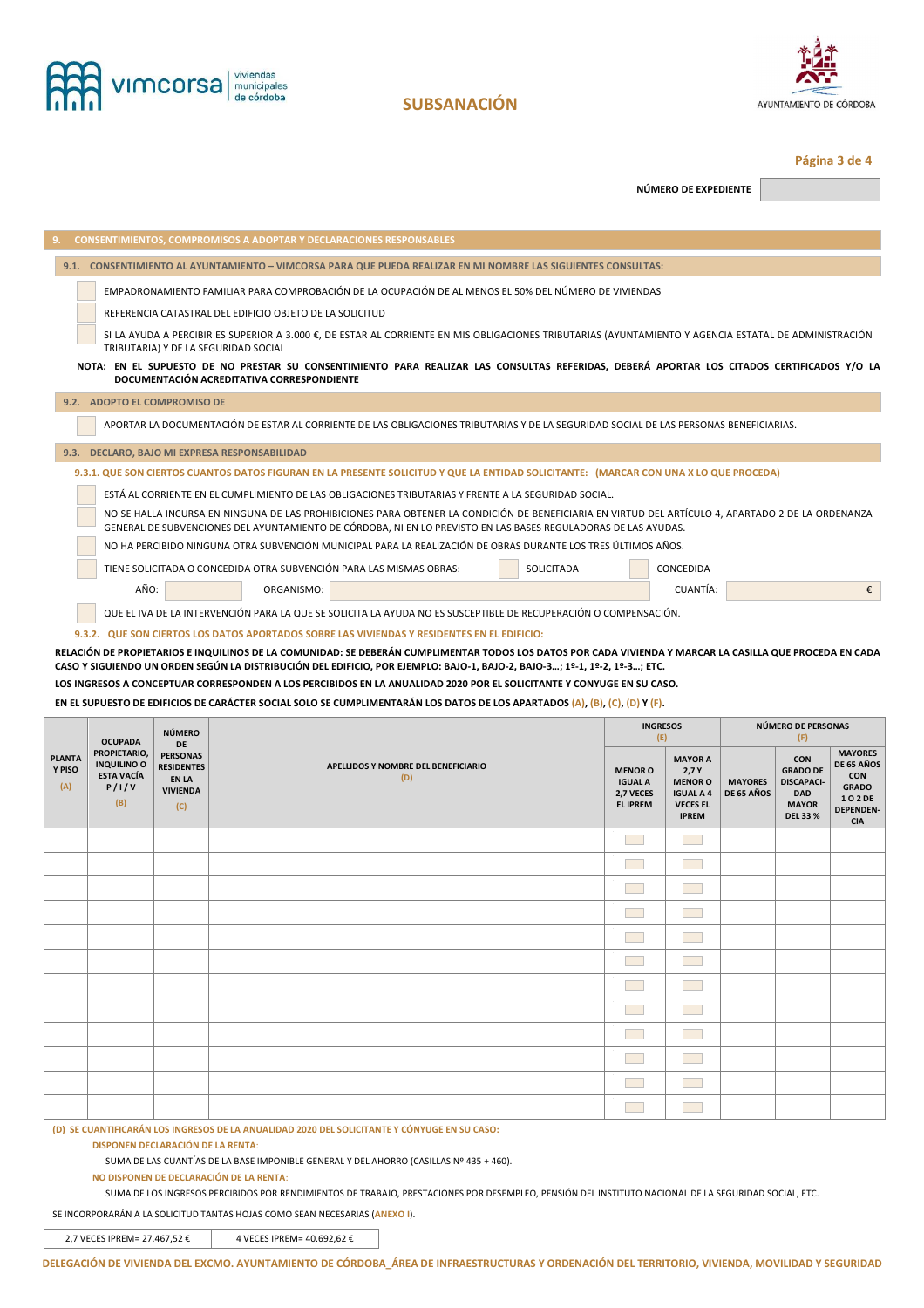vimcorsa viviendas municipales de córdoba

AYUNTAMIENTO DE CÓRDOBA

# SUBSANACIÓN

**NÚMERO DE EXPEDIENTE** 

## 9. CONSENTIMIENTOS, COMPROMISOS A ADOPTAR Y DECLARACIONES RESPONSABLES

### 9.1. CONSENTIMIENTO AL AYUNTAMIENTO – VIMCORSA PARA QUE PUEDA REALIZAR EN MI NOMBRE LAS SIGUIENTES CONSULTAS:

- [ ] EMPADRONAMIENTO FAMILIAR PARA COMPROBACIÓN DE LA OCUPACIÓN DE AL MENOS EL 50% DEL NÚMERO DE VIVIENDAS
- [ ] REFERENCIA CATASTRAL DEL EDIFICIO OBJETO DE LA SOLICITUD
- [ ] SI LA AYUDA A PERCIBIR ES SUPERIOR A 3.000 €, DE ESTAR AL CORRIENTE EN MIS OBLIGACIONES TRIBUTARIAS (AYUNTAMIENTO Y AGENCIA ESTATAL DE ADMINISTRACIÓN TRIBUTARIA) Y DE LA SEGURIDAD SOCIAL

**NOTA: EN EL SUPUESTO DE NO PRESTAR SU CONSENTIMIENTO PARA REALIZAR LAS CONSULTAS REFERIDAS, DEBERÁ APORTAR LOS CITADOS CERTIFICADOS Y/O LA DOCUMENTACIÓN ACREDITATIVA CORRESPONDIENTE**

### 9.2. ADOPTO EL COMPROMISO DE

- [ ] APORTAR LA DOCUMENTACIÓN DE ESTAR AL CORRIENTE DE LAS OBLIGACIONES TRIBUTARIAS Y DE LA SEGURIDAD SOCIAL DE LAS PERSONAS BENEFICIARIAS.

### 9.3. DECLARO, BAJO MI EXPRESA RESPONSABILIDAD

#### 9.3.1. QUE SON CIERTOS CUANTOS DATOS FIGURAN EN LA PRESENTE SOLICITUD Y QUE LA ENTIDAD SOLICITANTE: (MARCAR CON UNA X LO QUE PROCEDA)

- [ ] ESTÁ AL CORRIENTE EN EL CUMPLIMIENTO DE LAS OBLIGACIONES TRIBUTARIAS Y FRENTE A LA SEGURIDAD SOCIAL.
- [ ] NO SE HALLA INCURSA EN NINGUNA DE LAS PROHIBICIONES PARA OBTENER LA CONDICIÓN DE BENEFICIARIA EN VIRTUD DEL ARTÍCULO 4, APARTADO 2 DE LA ORDENANZA GENERAL DE SUBVENCIONES DEL AYUNTAMIENTO DE CÓRDOBA, NI EN LO PREVISTO EN LAS BASES REGULADORAS DE LAS AYUDAS.
- [ ] NO HA PERCIBIDO NINGUNA OTRA SUBVENCIÓN MUNICIPAL PARA LA REALIZACIÓN DE OBRAS DURANTE LOS TRES ÚLTIMOS AÑOS.
- [ ] TIENE SOLICITADA O CONCEDIDA OTRA SUBVENCIÓN PARA LAS MISMAS OBRAS: [ ] SOLICITADA [ ] CONCEDIDA

  AÑO: ______ ORGANISMO: ______ CUANTÍA: ______ €
- [ ] QUE EL IVA DE LA INTERVENCIÓN PARA LA QUE SE SOLICITA LA AYUDA NO ES SUSCEPTIBLE DE RECUPERACIÓN O COMPENSACIÓN.

#### 9.3.2. QUE SON CIERTOS LOS DATOS APORTADOS SOBRE LAS VIVIENDAS Y RESIDENTES EN EL EDIFICIO:

**RELACIÓN DE PROPIETARIOS E INQUILINOS DE LA COMUNIDAD: SE DEBERÁN CUMPLIMENTAR TODOS LOS DATOS POR CADA VIVIENDA Y MARCAR LA CASILLA QUE PROCEDA EN CADA CASO Y SIGUIENDO UN ORDEN SEGÚN LA DISTRIBUCIÓN DEL EDIFICIO, POR EJEMPLO: BAJO-1, BAJO-2, BAJO-3…; 1º-1, 1º-2, 1º-3…; ETC.**

**LOS INGRESOS A CONCEPTUAR CORRESPONDEN A LOS PERCIBIDOS EN LA ANUALIDAD 2020 POR EL SOLICITANTE Y CONYUGE EN SU CASO.**

**EN EL SUPUESTO DE EDIFICIOS DE CARÁCTER SOCIAL SOLO SE CUMPLIMENTARÁN LOS DATOS DE LOS APARTADOS (A), (B), (C), (D) Y (F).**

| PLANTA Y PISO (A) | OCUPADA PROPIETARIO, INQUILINO O ESTA VACÍA P / I / V (B) | NÚMERO DE PERSONAS RESIDENTES EN LA VIVIENDA (C) | APELLIDOS Y NOMBRE DEL BENEFICIARIO (D) | INGRESOS (E) | | NÚMERO DE PERSONAS (F) | | |
|---|---|---|---|---|---|---|---|---|
| | | | | MENOR O IGUAL A 2,7 VECES EL IPREM | MAYOR A 2,7 Y MENOR O IGUAL A 4 VECES EL IPREM | MAYORES DE 65 AÑOS | CON GRADO DE DISCAPACIDAD MAYOR DEL 33 % | MAYORES DE 65 AÑOS CON GRADO 1 O 2 DE DEPENDENCIA |
| | | | | [ ] | [ ] | | | |
| | | | | [ ] | [ ] | | | |
| | | | | [ ] | [ ] | | | |
| | | | | [ ] | [ ] | | | |
| | | | | [ ] | [ ] | | | |
| | | | | [ ] | [ ] | | | |
| | | | | [ ] | [ ] | | | |
| | | | | [ ] | [ ] | | | |
| | | | | [ ] | [ ] | | | |
| | | | | [ ] | [ ] | | | |
| | | | | [ ] | [ ] | | | |
| | | | | [ ] | [ ] | | | |

**(D) SE CUANTIFICARÁN LOS INGRESOS DE LA ANUALIDAD 2020 DEL SOLICITANTE Y CÓNYUGE EN SU CASO:**

**DISPONEN DECLARACIÓN DE LA RENTA:**

SUMA DE LAS CUANTÍAS DE LA BASE IMPONIBLE GENERAL Y DEL AHORRO (CASILLAS Nº 435 + 460).

**NO DISPONEN DE DECLARACIÓN DE LA RENTA:**

SUMA DE LOS INGRESOS PERCIBIDOS POR RENDIMIENTOS DE TRABAJO, PRESTACIONES POR DESEMPLEO, PENSIÓN DEL INSTITUTO NACIONAL DE LA SEGURIDAD SOCIAL, ETC.

SE INCORPORARÁN A LA SOLICITUD TANTAS HOJAS COMO SEAN NECESARIAS (ANEXO I).

| 2,7 VECES IPREM= 27.467,52 € | 4 VECES IPREM= 40.692,62 € |
|---|---|

DELEGACIÓN DE VIVIENDA DEL EXCMO. AYUNTAMIENTO DE CÓRDOBA_ÁREA DE INFRAESTRUCTURAS Y ORDENACIÓN DEL TERRITORIO, VIVIENDA, MOVILIDAD Y SEGURIDAD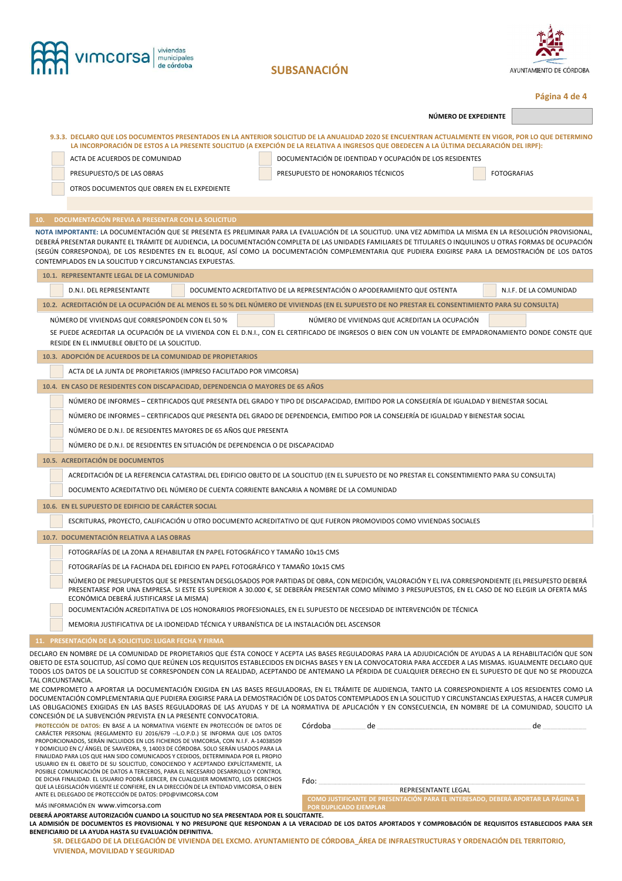vimcorsa viviendas municipales de córdoba

## SUBSANACIÓN

AYUNTAMIENTO DE CÓRDOBA

**NÚMERO DE EXPEDIENTE**

**9.3.3. DECLARO QUE LOS DOCUMENTOS PRESENTADOS EN LA ANTERIOR SOLICITUD DE LA ANUALIDAD 2020 SE ENCUENTRAN ACTUALMENTE EN VIGOR, POR LO QUE DETERMINO LA INCORPORACIÓN DE ESTOS A LA PRESENTE SOLICITUD (A EXEPCIÓN DE LA RELATIVA A INGRESOS QUE OBEDECEN A LA ÚLTIMA DECLARACIÓN DEL IRPF):**

- ☐ ACTA DE ACUERDOS DE COMUNIDAD
- ☐ DOCUMENTACIÓN DE IDENTIDAD Y OCUPACIÓN DE LOS RESIDENTES
- ☐ PRESUPUESTO/S DE LAS OBRAS
- ☐ PRESUPUESTO DE HONORARIOS TÉCNICOS
- ☐ FOTOGRAFIAS
- ☐ OTROS DOCUMENTOS QUE OBREN EN EL EXPEDIENTE

## 10. DOCUMENTACIÓN PREVIA A PRESENTAR CON LA SOLICITUD

**NOTA IMPORTANTE:** LA DOCUMENTACIÓN QUE SE PRESENTA ES PRELIMINAR PARA LA EVALUACIÓN DE LA SOLICITUD. UNA VEZ ADMITIDA LA MISMA EN LA RESOLUCIÓN PROVISIONAL, DEBERÁ PRESENTAR DURANTE EL TRÁMITE DE AUDIENCIA, LA DOCUMENTACIÓN COMPLETA DE LAS UNIDADES FAMILIARES DE TITULARES O INQUILINOS U OTRAS FORMAS DE OCUPACIÓN (SEGÚN CORRESPONDA), DE LOS RESIDENTES EN EL BLOQUE, ASÍ COMO LA DOCUMENTACIÓN COMPLEMENTARIA QUE PUDIERA EXIGIRSE PARA LA DEMOSTRACIÓN DE LOS DATOS CONTEMPLADOS EN LA SOLICITUD Y CIRCUNSTANCIAS EXPUESTAS.

### 10.1. REPRESENTANTE LEGAL DE LA COMUNIDAD

- ☐ D.N.I. DEL REPRESENTANTE
- ☐ DOCUMENTO ACREDITATIVO DE LA REPRESENTACIÓN O APODERAMIENTO QUE OSTENTA
- ☐ N.I.F. DE LA COMUNIDAD

### 10.2. ACREDITACIÓN DE LA OCUPACIÓN DE AL MENOS EL 50 % DEL NÚMERO DE VIVIENDAS (EN EL SUPUESTO DE NO PRESTAR EL CONSENTIMIENTO PARA SU CONSULTA)

NÚMERO DE VIVIENDAS QUE CORRESPONDEN CON EL 50 % ______ NÚMERO DE VIVIENDAS QUE ACREDITAN LA OCUPACIÓN ______

SE PUEDE ACREDITAR LA OCUPACIÓN DE LA VIVIENDA CON EL D.N.I., CON EL CERTIFICADO DE INGRESOS O BIEN CON UN VOLANTE DE EMPADRONAMIENTO DONDE CONSTE QUE RESIDE EN EL INMUEBLE OBJETO DE LA SOLICITUD.

### 10.3. ADOPCIÓN DE ACUERDOS DE LA COMUNIDAD DE PROPIETARIOS

- ☐ ACTA DE LA JUNTA DE PROPIETARIOS (IMPRESO FACILITADO POR VIMCORSA)

### 10.4. EN CASO DE RESIDENTES CON DISCAPACIDAD, DEPENDENCIA O MAYORES DE 65 AÑOS

- ☐ NÚMERO DE INFORMES – CERTIFICADOS QUE PRESENTA DEL GRADO Y TIPO DE DISCAPACIDAD, EMITIDO POR LA CONSEJERÍA DE IGUALDAD Y BIENESTAR SOCIAL
- ☐ NÚMERO DE INFORMES – CERTIFICADOS QUE PRESENTA DEL GRADO DE DEPENDENCIA, EMITIDO POR LA CONSEJERÍA DE IGUALDAD Y BIENESTAR SOCIAL
- ☐ NÚMERO DE D.N.I. DE RESIDENTES MAYORES DE 65 AÑOS QUE PRESENTA
- ☐ NÚMERO DE D.N.I. DE RESIDENTES EN SITUACIÓN DE DEPENDENCIA O DE DISCAPACIDAD

### 10.5. ACREDITACIÓN DE DOCUMENTOS

- ☐ ACREDITACIÓN DE LA REFERENCIA CATASTRAL DEL EDIFICIO OBJETO DE LA SOLICITUD (EN EL SUPUESTO DE NO PRESTAR EL CONSENTIMIENTO PARA SU CONSULTA)
- ☐ DOCUMENTO ACREDITATIVO DEL NÚMERO DE CUENTA CORRIENTE BANCARIA A NOMBRE DE LA COMUNIDAD

### 10.6. EN EL SUPUESTO DE EDIFICIO DE CARÁCTER SOCIAL

- ☐ ESCRITURAS, PROYECTO, CALIFICACIÓN U OTRO DOCUMENTO ACREDITATIVO DE QUE FUERON PROMOVIDOS COMO VIVIENDAS SOCIALES

### 10.7. DOCUMENTACIÓN RELATIVA A LAS OBRAS

- ☐ FOTOGRAFÍAS DE LA ZONA A REHABILITAR EN PAPEL FOTOGRÁFICO Y TAMAÑO 10x15 CMS
- ☐ FOTOGRAFÍAS DE LA FACHADA DEL EDIFICIO EN PAPEL FOTOGRÁFICO Y TAMAÑO 10x15 CMS
- ☐ NÚMERO DE PRESUPUESTOS QUE SE PRESENTAN DESGLOSADOS POR PARTIDAS DE OBRA, CON MEDICIÓN, VALORACIÓN Y EL IVA CORRESPONDIENTE (EL PRESUPESTO DEBERÁ PRESENTARSE POR UNA EMPRESA. SI ESTE ES SUPERIOR A 30.000 €, SE DEBERÁN PRESENTAR COMO MÍNIMO 3 PRESUPUESTOS, EN EL CASO DE NO ELEGIR LA OFERTA MÁS ECONÓMICA DEBERÁ JUSTIFICARSE LA MISMA)
- ☐ DOCUMENTACIÓN ACREDITATIVA DE LOS HONORARIOS PROFESIONALES, EN EL SUPUESTO DE NECESIDAD DE INTERVENCIÓN DE TÉCNICA
- ☐ MEMORIA JUSTIFICATIVA DE LA IDONEIDAD TÉCNICA Y URBANÍSTICA DE LA INSTALACIÓN DEL ASCENSOR

## 11. PRESENTACIÓN DE LA SOLICITUD: LUGAR FECHA Y FIRMA

DECLARO EN NOMBRE DE LA COMUNIDAD DE PROPIETARIOS QUE ÉSTA CONOCE Y ACEPTA LAS BASES REGULADORAS PARA LA ADJUDICACIÓN DE AYUDAS A LA REHABILITACIÓN QUE SON OBJETO DE ESTA SOLICITUD, ASÍ COMO QUE REÚNEN LOS REQUISITOS ESTABLECIDOS EN DICHAS BASES Y EN LA CONVOCATORIA PARA ACCEDER A LAS MISMAS. IGUALMENTE DECLARO QUE TODOS LOS DATOS DE LA SOLICITUD SE CORRESPONDEN CON LA REALIDAD, ACEPTANDO DE ANTEMANO LA PÉRDIDA DE CUALQUIER DERECHO EN EL SUPUESTO DE QUE NO SE PRODUZCA TAL CIRCUNSTANCIA.

ME COMPROMETO A APORTAR LA DOCUMENTACIÓN EXIGIDA EN LAS BASES REGULADORAS, EN EL TRÁMITE DE AUDIENCIA, TANTO LA CORRESPONDIENTE A LOS RESIDENTES COMO LA DOCUMENTACIÓN COMPLEMENTARIA QUE PUDIERA EXIGIRSE PARA LA DEMOSTRACIÓN DE LOS DATOS CONTEMPLADOS EN LA SOLICITUD Y CIRCUNSTANCIAS EXPUESTAS, A HACER CUMPLIR LAS OBLIGACIONES EXIGIDAS EN LAS BASES REGULADORAS DE LAS AYUDAS Y DE LA NORMATIVA DE APLICACIÓN Y EN CONSECUENCIA, EN NOMBRE DE LA COMUNIDAD, SOLICITO LA CONCESIÓN DE LA SUBVENCIÓN PREVISTA EN LA PRESENTE CONVOCATORIA.

**PROTECCIÓN DE DATOS:** EN BASE A LA NORMATIVA VIGENTE EN PROTECCIÓN DE DATOS DE CARÁCTER PERSONAL (REGLAMENTO EU 2016/679 --L.O.P.D.) SE INFORMA QUE LOS DATOS PROPORCIONADOS, SERÁN INCLUIDOS EN LOS FICHEROS DE VIMCORSA, CON N.I.F. A-14038509 Y DOMICILIO EN C/ ÁNGEL DE SAAVEDRA, 9, 14003 DE CÓRDOBA. SOLO SERÁN USADOS PARA LA FINALIDAD PARA LOS QUE HAN SIDO COMUNICADOS Y CEDIDOS, DETERMINADA POR EL PROPIO USUARIO EN EL OBJETO DE SU SOLICITUD, CONOCIENDO Y ACEPTANDO EXPLÍCITAMENTE, LA POSIBLE COMUNICACIÓN DE DATOS A TERCEROS, PARA EL NECESARIO DESARROLLO Y CONTROL DE DICHA FINALIDAD. EL USUARIO PODRÁ EJERCER, EN CUALQUIER MOMENTO, LOS DERECHOS QUE LA LEGISLACIÓN VIGENTE LE CONFIERE, EN LA DIRECCIÓN DE LA ENTIDAD VIMCORSA, O BIEN ANTE EL DELEGADO DE PROTECCIÓN DE DATOS: DPD@VIMCORSA.COM

MÁS INFORMACIÓN EN www.vimcorsa.com

Córdoba ______ de ______________________ de ________

Fdo: ______________________________

REPRESENTANTE LEGAL

**COMO JUSTIFICANTE DE PRESENTACIÓN PARA EL INTERESADO, DEBERÁ APORTAR LA PÁGINA 1 POR DUPLICADO EJEMPLAR**

**DEBERÁ APORTARSE AUTORIZACIÓN CUANDO LA SOLICITUD NO SEA PRESENTADA POR EL SOLICITANTE.**

**LA ADMISIÓN DE DOCUMENTOS ES PROVISIONAL Y NO PRESUPONE QUE RESPONDAN A LA VERACIDAD DE LOS DATOS APORTADOS Y COMPROBACIÓN DE REQUISITOS ESTABLECIDOS PARA SER BENEFICIARIO DE LA AYUDA HASTA SU EVALUACIÓN DEFINITIVA.**

**SR. DELEGADO DE LA DELEGACIÓN DE VIVIENDA DEL EXCMO. AYUNTAMIENTO DE CÓRDOBA_ÁREA DE INFRAESTRUCTURAS Y ORDENACIÓN DEL TERRITORIO, VIVIENDA, MOVILIDAD Y SEGURIDAD**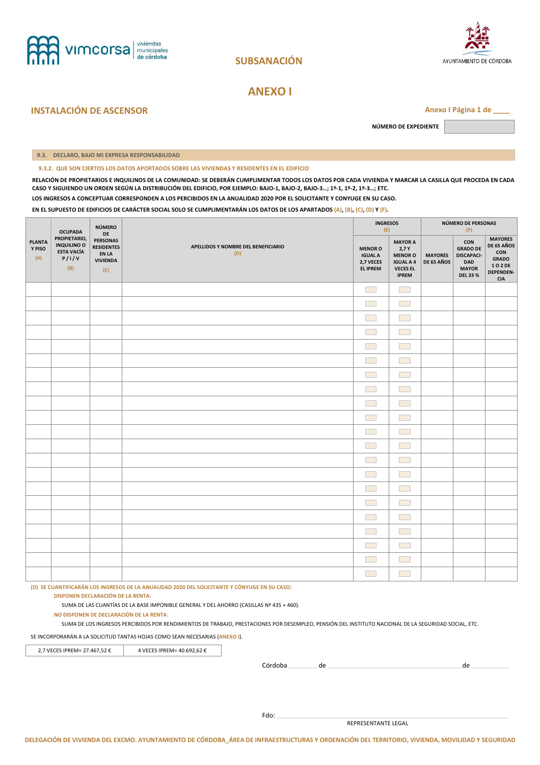vimcorsa viviendas municipales de córdoba

SUBSANACIÓN

AYUNTAMIENTO DE CÓRDOBA

# ANEXO I

## INSTALACIÓN DE ASCENSOR

Anexo I Página 1 de ____

**NÚMERO DE EXPEDIENTE** | |

### 9.3. DECLARO, BAJO MI EXPRESA RESPONSABILIDAD

#### 9.3.2. QUE SON CIERTOS LOS DATOS APORTADOS SOBRE LAS VIVIENDAS Y RESIDENTES EN EL EDIFICIO

**RELACIÓN DE PROPIETARIOS E INQUILINOS DE LA COMUNIDAD: SE DEBERÁN CUMPLIMENTAR TODOS LOS DATOS POR CADA VIVIENDA Y MARCAR LA CASILLA QUE PROCEDA EN CADA CASO Y SIGUIENDO UN ORDEN SEGÚN LA DISTRIBUCIÓN DEL EDIFICIO, POR EJEMPLO: BAJO-1, BAJO-2, BAJO-3…; 1º-1, 1º-2, 1º-3…; ETC.**

**LOS INGRESOS A CONCEPTUAR CORRESPONDEN A LOS PERCIBIDOS EN LA ANUALIDAD 2020 POR EL SOLICITANTE Y CONYUGE EN SU CASO.**

**EN EL SUPUESTO DE EDIFICIOS DE CARÁCTER SOCIAL SOLO SE CUMPLIMENTARÁN LOS DATOS DE LOS APARTADOS (A), (B), (C), (D) Y (F).**

| PLANTA Y PISO (A) | OCUPADA PROPIETARIO, INQUILINO O ESTA VACÍA P / I / V (B) | NÚMERO DE PERSONAS RESIDENTES EN LA VIVIENDA (C) | APELLIDOS Y NOMBRE DEL BENEFICIARIO (D) | INGRESOS (E) | | NÚMERO DE PERSONAS (F) | | |
|---|---|---|---|---|---|---|---|---|
| | | | | MENOR O IGUAL A 2,7 VECES EL IPREM | MAYOR A 2,7 Y MENOR O IGUAL A 4 VECES EL IPREM | MAYORES DE 65 AÑOS | CON GRADO DE DISCAPACIDAD MAYOR DEL 33 % | MAYORES DE 65 AÑOS CON GRADO 1 O 2 DE DEPENDENCIA |
| | | | | ☐ | ☐ | | | |
| | | | | ☐ | ☐ | | | |
| | | | | ☐ | ☐ | | | |
| | | | | ☐ | ☐ | | | |
| | | | | ☐ | ☐ | | | |
| | | | | ☐ | ☐ | | | |
| | | | | ☐ | ☐ | | | |
| | | | | ☐ | ☐ | | | |
| | | | | ☐ | ☐ | | | |
| | | | | ☐ | ☐ | | | |
| | | | | ☐ | ☐ | | | |
| | | | | ☐ | ☐ | | | |
| | | | | ☐ | ☐ | | | |
| | | | | ☐ | ☐ | | | |
| | | | | ☐ | ☐ | | | |
| | | | | ☐ | ☐ | | | |
| | | | | ☐ | ☐ | | | |
| | | | | ☐ | ☐ | | | |
| | | | | ☐ | ☐ | | | |
| | | | | ☐ | ☐ | | | |
| | | | | ☐ | ☐ | | | |

**(D) SE CUANTIFICARÁN LOS INGRESOS DE LA ANUALIDAD 2020 DEL SOLICITANTE Y CÓNYUGE EN SU CASO:**

**DISPONEN DECLARACIÓN DE LA RENTA:**

SUMA DE LAS CUANTÍAS DE LA BASE IMPONIBLE GENERAL Y DEL AHORRO (CASILLAS Nº 435 + 460).

**NO DISPONEN DE DECLARACIÓN DE LA RENTA:**

SUMA DE LOS INGRESOS PERCIBIDOS POR RENDIMIENTOS DE TRABAJO, PRESTACIONES POR DESEMPLEO, PENSIÓN DEL INSTITUTO NACIONAL DE LA SEGURIDAD SOCIAL, ETC.

SE INCORPORARÁN A LA SOLICITUD TANTAS HOJAS COMO SEAN NECESARIAS (ANEXO I).

| | |
|---|---|
| 2,7 VECES IPREM= 27.467,52 € | 4 VECES IPREM= 40.692,62 € |

Córdoba ________ de ______________________________________ de ___________

Fdo: ______________________________________________________________

REPRESENTANTE LEGAL

DELEGACIÓN DE VIVIENDA DEL EXCMO. AYUNTAMIENTO DE CÓRDOBA_ÁREA DE INFRAESTRUCTURAS Y ORDENACIÓN DEL TERRITORIO, VIVIENDA, MOVILIDAD Y SEGURIDAD